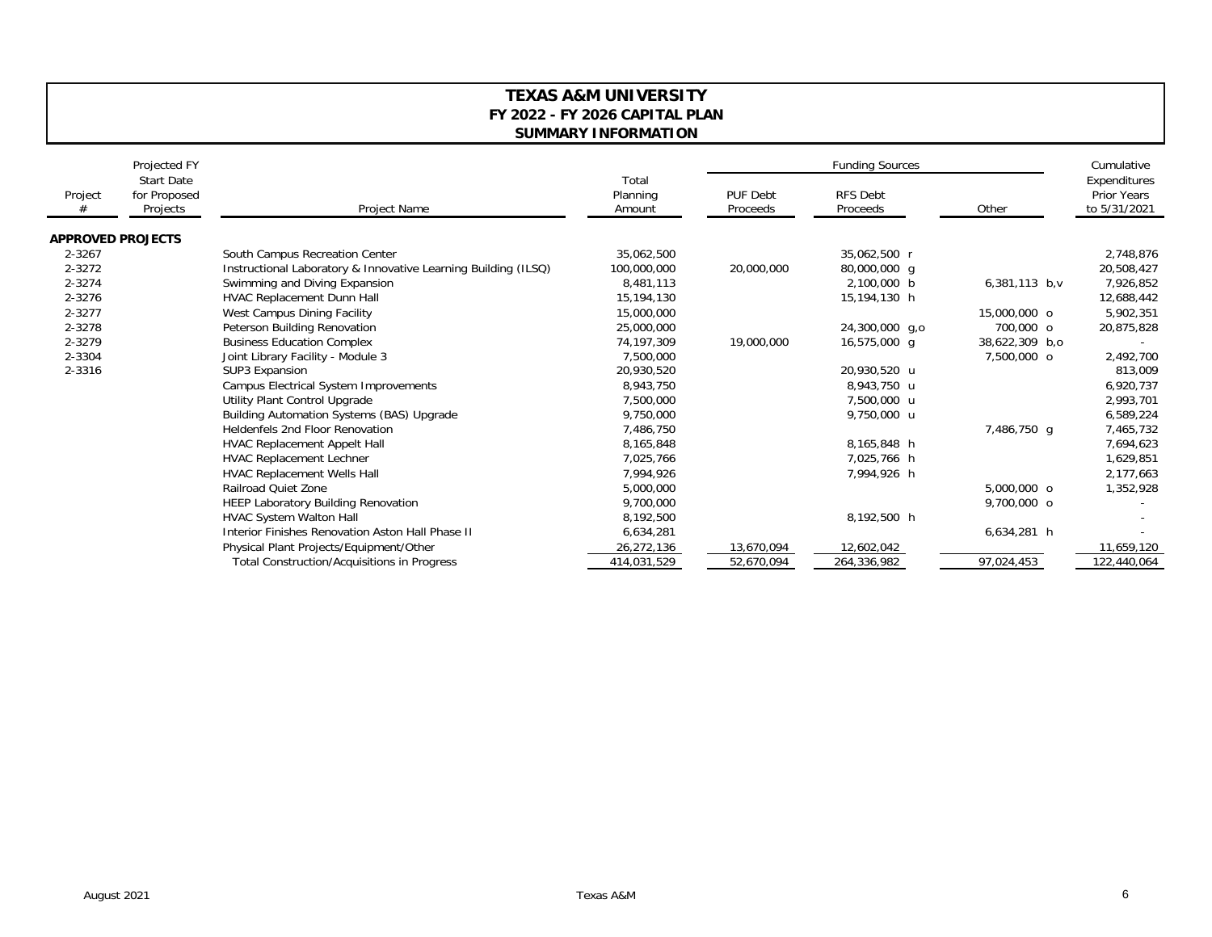# TEXAS A&M UNIVERSITY
## FY 2022 - FY 2026 CAPITAL PLAN
### SUMMARY INFORMATION

| Project # | Projected FY Start Date for Proposed Projects | Project Name | Total Planning Amount | Funding Sources: PUF Debt Proceeds | Funding Sources: RFS Debt Proceeds | Funding Sources: Other | Cumulative Expenditures Prior Years to 5/31/2021 |
|---|---|---|---|---|---|---|---|
| **APPROVED PROJECTS** | | | | | | | |
| 2-3267 | | South Campus Recreation Center | 35,062,500 | | 35,062,500 r | | 2,748,876 |
| 2-3272 | | Instructional Laboratory & Innovative Learning Building (ILSQ) | 100,000,000 | 20,000,000 | 80,000,000 g | | 20,508,427 |
| 2-3274 | | Swimming and Diving Expansion | 8,481,113 | | 2,100,000 b | 6,381,113 b,v | 7,926,852 |
| 2-3276 | | HVAC Replacement Dunn Hall | 15,194,130 | | 15,194,130 h | | 12,688,442 |
| 2-3277 | | West Campus Dining Facility | 15,000,000 | | | 15,000,000 o | 5,902,351 |
| 2-3278 | | Peterson Building Renovation | 25,000,000 | | 24,300,000 g,o | 700,000 o | 20,875,828 |
| 2-3279 | | Business Education Complex | 74,197,309 | 19,000,000 | 16,575,000 g | 38,622,309 b,o | - |
| 2-3304 | | Joint Library Facility - Module 3 | 7,500,000 | | | 7,500,000 o | 2,492,700 |
| 2-3316 | | SUP3 Expansion | 20,930,520 | | 20,930,520 u | | 813,009 |
| | | Campus Electrical System Improvements | 8,943,750 | | 8,943,750 u | | 6,920,737 |
| | | Utility Plant Control Upgrade | 7,500,000 | | 7,500,000 u | | 2,993,701 |
| | | Building Automation Systems (BAS) Upgrade | 9,750,000 | | 9,750,000 u | | 6,589,224 |
| | | Heldenfels 2nd Floor Renovation | 7,486,750 | | | 7,486,750 g | 7,465,732 |
| | | HVAC Replacement Appelt Hall | 8,165,848 | | 8,165,848 h | | 7,694,623 |
| | | HVAC Replacement Lechner | 7,025,766 | | 7,025,766 h | | 1,629,851 |
| | | HVAC Replacement Wells Hall | 7,994,926 | | 7,994,926 h | | 2,177,663 |
| | | Railroad Quiet Zone | 5,000,000 | | | 5,000,000 o | 1,352,928 |
| | | HEEP Laboratory Building Renovation | 9,700,000 | | | 9,700,000 o | - |
| | | HVAC System Walton Hall | 8,192,500 | | 8,192,500 h | | - |
| | | Interior Finishes Renovation Aston Hall Phase II | 6,634,281 | | | 6,634,281 h | - |
| | | Physical Plant Projects/Equipment/Other | 26,272,136 | 13,670,094 | 12,602,042 | | 11,659,120 |
| | | Total Construction/Acquisitions in Progress | 414,031,529 | 52,670,094 | 264,336,982 | 97,024,453 | 122,440,064 |

August 2021 Texas A&M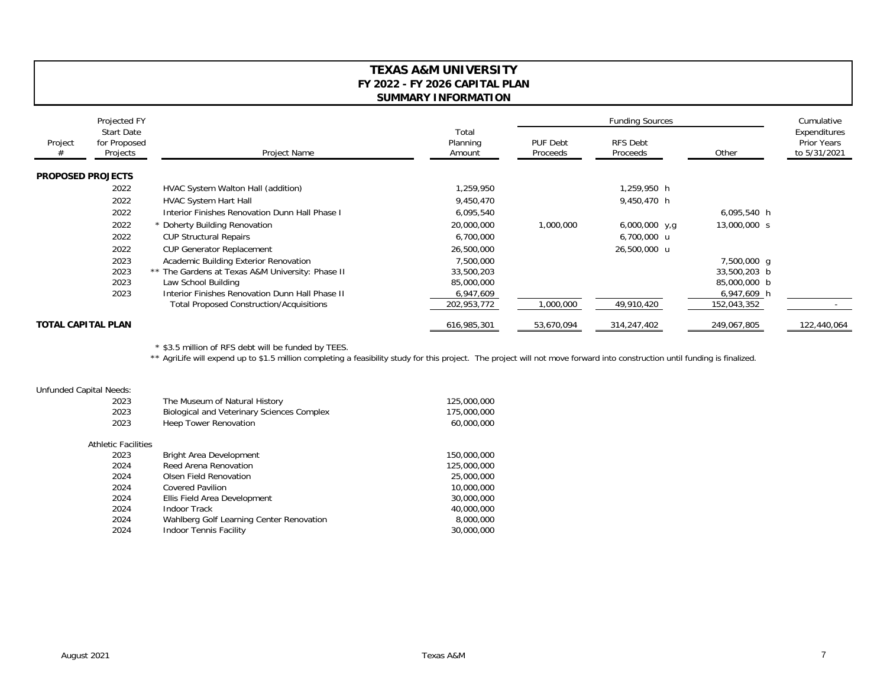# TEXAS A&M UNIVERSITY
## FY 2022 - FY 2026 CAPITAL PLAN
### SUMMARY INFORMATION

| Project # | Projected FY Start Date for Proposed Projects | Project Name | Total Planning Amount | Funding Sources: PUF Debt Proceeds | Funding Sources: RFS Debt Proceeds | Funding Sources: Other | Cumulative Expenditures Prior Years to 5/31/2021 |
|---|---|---|---|---|---|---|---|
| **PROPOSED PROJECTS** | | | | | | | |
| | 2022 | HVAC System Walton Hall (addition) | 1,259,950 | | 1,259,950 h | | |
| | 2022 | HVAC System Hart Hall | 9,450,470 | | 9,450,470 h | | |
| | 2022 | Interior Finishes Renovation Dunn Hall Phase I | 6,095,540 | | | 6,095,540 h | |
| | 2022 | * Doherty Building Renovation | 20,000,000 | 1,000,000 | 6,000,000 y,g | 13,000,000 s | |
| | 2022 | CUP Structural Repairs | 6,700,000 | | 6,700,000 u | | |
| | 2022 | CUP Generator Replacement | 26,500,000 | | 26,500,000 u | | |
| | 2023 | Academic Building Exterior Renovation | 7,500,000 | | | 7,500,000 g | |
| | 2023 | ** The Gardens at Texas A&M University: Phase II | 33,500,203 | | | 33,500,203 b | |
| | 2023 | Law School Building | 85,000,000 | | | 85,000,000 b | |
| | 2023 | Interior Finishes Renovation Dunn Hall Phase II | 6,947,609 | | | 6,947,609 h | |
| | | Total Proposed Construction/Acquisitions | 202,953,772 | 1,000,000 | 49,910,420 | 152,043,352 | - |
| **TOTAL CAPITAL PLAN** | | | 616,985,301 | 53,670,094 | 314,247,402 | 249,067,805 | 122,440,064 |

\* $3.5 million of RFS debt will be funded by TEES.

\*\* AgriLife will expend up to $1.5 million completing a feasibility study for this project. The project will not move forward into construction until funding is finalized.

Unfunded Capital Needs:

| | | |
|---|---|---|
| 2023 | The Museum of Natural History | 125,000,000 |
| 2023 | Biological and Veterinary Sciences Complex | 175,000,000 |
| 2023 | Heep Tower Renovation | 60,000,000 |
| Athletic Facilities | | |
| 2023 | Bright Area Development | 150,000,000 |
| 2024 | Reed Arena Renovation | 125,000,000 |
| 2024 | Olsen Field Renovation | 25,000,000 |
| 2024 | Covered Pavilion | 10,000,000 |
| 2024 | Ellis Field Area Development | 30,000,000 |
| 2024 | Indoor Track | 40,000,000 |
| 2024 | Wahlberg Golf Learning Center Renovation | 8,000,000 |
| 2024 | Indoor Tennis Facility | 30,000,000 |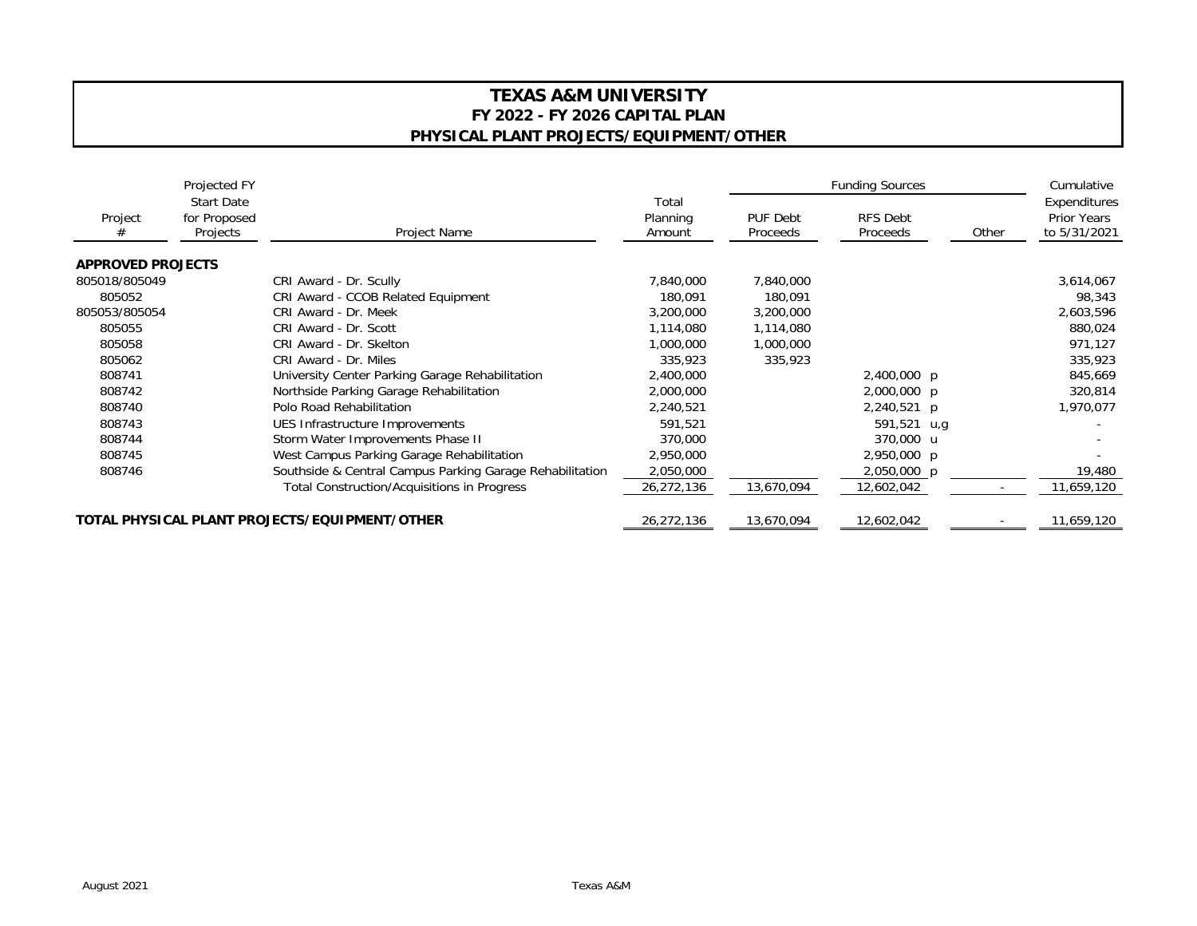# TEXAS A&M UNIVERSITY
## FY 2022 - FY 2026 CAPITAL PLAN
## PHYSICAL PLANT PROJECTS/EQUIPMENT/OTHER

| Project # | Projected FY Start Date for Proposed Projects | Project Name | Total Planning Amount | Funding Sources: PUF Debt Proceeds | Funding Sources: RFS Debt Proceeds | Funding Sources: Other | Cumulative Expenditures Prior Years to 5/31/2021 |
|---|---|---|---|---|---|---|---|
| **APPROVED PROJECTS** | | | | | | | |
| 805018/805049 | | CRI Award - Dr. Scully | 7,840,000 | 7,840,000 | | | 3,614,067 |
| 805052 | | CRI Award - CCOB Related Equipment | 180,091 | 180,091 | | | 98,343 |
| 805053/805054 | | CRI Award - Dr. Meek | 3,200,000 | 3,200,000 | | | 2,603,596 |
| 805055 | | CRI Award - Dr. Scott | 1,114,080 | 1,114,080 | | | 880,024 |
| 805058 | | CRI Award - Dr. Skelton | 1,000,000 | 1,000,000 | | | 971,127 |
| 805062 | | CRI Award - Dr. Miles | 335,923 | 335,923 | | | 335,923 |
| 808741 | | University Center Parking Garage Rehabilitation | 2,400,000 | | 2,400,000 p | | 845,669 |
| 808742 | | Northside Parking Garage Rehabilitation | 2,000,000 | | 2,000,000 p | | 320,814 |
| 808740 | | Polo Road Rehabilitation | 2,240,521 | | 2,240,521 p | | 1,970,077 |
| 808743 | | UES Infrastructure Improvements | 591,521 | | 591,521 u,g | | - |
| 808744 | | Storm Water Improvements Phase II | 370,000 | | 370,000 u | | - |
| 808745 | | West Campus Parking Garage Rehabilitation | 2,950,000 | | 2,950,000 p | | - |
| 808746 | | Southside & Central Campus Parking Garage Rehabilitation | 2,050,000 | | 2,050,000 p | | 19,480 |
| | | Total Construction/Acquisitions in Progress | 26,272,136 | 13,670,094 | 12,602,042 | - | 11,659,120 |
| **TOTAL PHYSICAL PLANT PROJECTS/EQUIPMENT/OTHER** | | | 26,272,136 | 13,670,094 | 12,602,042 | - | 11,659,120 |

August 2021

Texas A&M